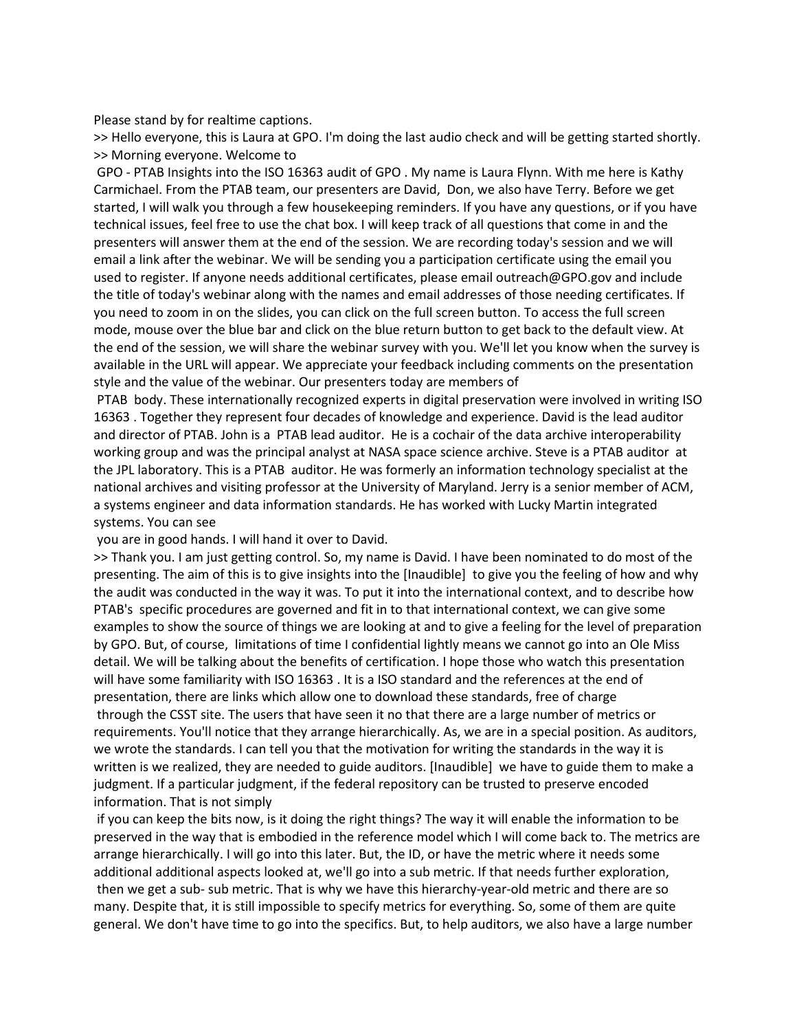Please stand by for realtime captions.

>> Hello everyone, this is Laura at GPO. I'm doing the last audio check and will be getting started shortly.

>> Morning everyone. Welcome to GPO - PTAB Insights into the ISO 16363 audit of GPO . My name is Laura Flynn. With me here is Kathy Carmichael. From the PTAB team, our presenters are David, Don, we also have Terry. Before we get started, I will walk you through a few housekeeping reminders. If you have any questions, or if you have technical issues, feel free to use the chat box. I will keep track of all questions that come in and the presenters will answer them at the end of the session. We are recording today's session and we will email a link after the webinar. We will be sending you a participation certificate using the email you used to register. If anyone needs additional certificates, please email outreach@GPO.gov and include the title of today's webinar along with the names and email addresses of those needing certificates. If you need to zoom in on the slides, you can click on the full screen button. To access the full screen mode, mouse over the blue bar and click on the blue return button to get back to the default view. At the end of the session, we will share the webinar survey with you. We'll let you know when the survey is available in the URL will appear. We appreciate your feedback including comments on the presentation style and the value of the webinar. Our presenters today are members of PTAB body. These internationally recognized experts in digital preservation were involved in writing ISO 16363 . Together they represent four decades of knowledge and experience. David is the lead auditor and director of PTAB. John is a PTAB lead auditor. He is a cochair of the data archive interoperability working group and was the principal analyst at NASA space science archive. Steve is a PTAB auditor at the JPL laboratory. This is a PTAB auditor. He was formerly an information technology specialist at the national archives and visiting professor at the University of Maryland. Jerry is a senior member of ACM, a systems engineer and data information standards. He has worked with Lucky Martin integrated systems. You can see you are in good hands. I will hand it over to David.

>> Thank you. I am just getting control. So, my name is David. I have been nominated to do most of the presenting. The aim of this is to give insights into the [Inaudible] to give you the feeling of how and why the audit was conducted in the way it was. To put it into the international context, and to describe how PTAB's specific procedures are governed and fit in to that international context, we can give some examples to show the source of things we are looking at and to give a feeling for the level of preparation by GPO. But, of course, limitations of time I confidential lightly means we cannot go into an Ole Miss detail. We will be talking about the benefits of certification. I hope those who watch this presentation will have some familiarity with ISO 16363 . It is a ISO standard and the references at the end of presentation, there are links which allow one to download these standards, free of charge through the CSST site. The users that have seen it no that there are a large number of metrics or requirements. You'll notice that they arrange hierarchically. As, we are in a special position. As auditors, we wrote the standards. I can tell you that the motivation for writing the standards in the way it is written is we realized, they are needed to guide auditors. [Inaudible] we have to guide them to make a judgment. If a particular judgment, if the federal repository can be trusted to preserve encoded information. That is not simply if you can keep the bits now, is it doing the right things? The way it will enable the information to be preserved in the way that is embodied in the reference model which I will come back to. The metrics are arrange hierarchically. I will go into this later. But, the ID, or have the metric where it needs some additional additional aspects looked at, we'll go into a sub metric. If that needs further exploration, then we get a sub- sub metric. That is why we have this hierarchy-year-old metric and there are so many. Despite that, it is still impossible to specify metrics for everything. So, some of them are quite general. We don't have time to go into the specifics. But, to help auditors, we also have a large number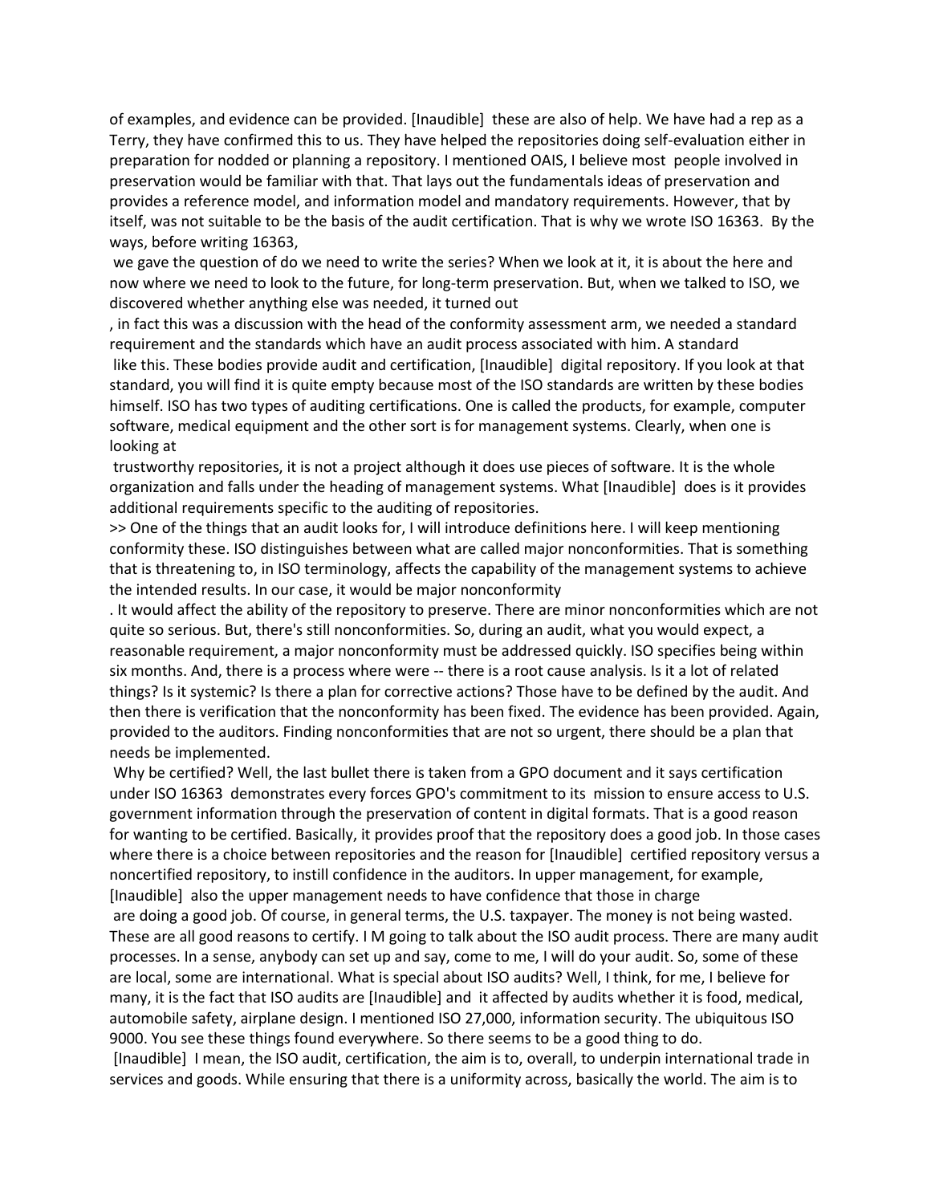of examples, and evidence can be provided. [Inaudible] these are also of help. We have had a rep as a Terry, they have confirmed this to us. They have helped the repositories doing self-evaluation either in preparation for nodded or planning a repository. I mentioned OAIS, I believe most people involved in preservation would be familiar with that. That lays out the fundamentals ideas of preservation and provides a reference model, and information model and mandatory requirements. However, that by itself, was not suitable to be the basis of the audit certification. That is why we wrote ISO 16363. By the ways, before writing 16363,

we gave the question of do we need to write the series? When we look at it, it is about the here and now where we need to look to the future, for long-term preservation. But, when we talked to ISO, we discovered whether anything else was needed, it turned out

, in fact this was a discussion with the head of the conformity assessment arm, we needed a standard requirement and the standards which have an audit process associated with him. A standard

like this. These bodies provide audit and certification, [Inaudible] digital repository. If you look at that standard, you will find it is quite empty because most of the ISO standards are written by these bodies himself. ISO has two types of auditing certifications. One is called the products, for example, computer software, medical equipment and the other sort is for management systems. Clearly, when one is looking at

trustworthy repositories, it is not a project although it does use pieces of software. It is the whole organization and falls under the heading of management systems. What [Inaudible] does is it provides additional requirements specific to the auditing of repositories.

>> One of the things that an audit looks for, I will introduce definitions here. I will keep mentioning conformity these. ISO distinguishes between what are called major nonconformities. That is something that is threatening to, in ISO terminology, affects the capability of the management systems to achieve the intended results. In our case, it would be major nonconformity

. It would affect the ability of the repository to preserve. There are minor nonconformities which are not quite so serious. But, there's still nonconformities. So, during an audit, what you would expect, a reasonable requirement, a major nonconformity must be addressed quickly. ISO specifies being within six months. And, there is a process where were -- there is a root cause analysis. Is it a lot of related things? Is it systemic? Is there a plan for corrective actions? Those have to be defined by the audit. And then there is verification that the nonconformity has been fixed. The evidence has been provided. Again, provided to the auditors. Finding nonconformities that are not so urgent, there should be a plan that needs be implemented.

Why be certified? Well, the last bullet there is taken from a GPO document and it says certification under ISO 16363 demonstrates every forces GPO's commitment to its mission to ensure access to U.S. government information through the preservation of content in digital formats. That is a good reason for wanting to be certified. Basically, it provides proof that the repository does a good job. In those cases where there is a choice between repositories and the reason for [Inaudible] certified repository versus a noncertified repository, to instill confidence in the auditors. In upper management, for example, [Inaudible] also the upper management needs to have confidence that those in charge

are doing a good job. Of course, in general terms, the U.S. taxpayer. The money is not being wasted. These are all good reasons to certify. I M going to talk about the ISO audit process. There are many audit processes. In a sense, anybody can set up and say, come to me, I will do your audit. So, some of these are local, some are international. What is special about ISO audits? Well, I think, for me, I believe for many, it is the fact that ISO audits are [Inaudible] and it affected by audits whether it is food, medical, automobile safety, airplane design. I mentioned ISO 27,000, information security. The ubiquitous ISO 9000. You see these things found everywhere. So there seems to be a good thing to do.

[Inaudible] I mean, the ISO audit, certification, the aim is to, overall, to underpin international trade in services and goods. While ensuring that there is a uniformity across, basically the world. The aim is to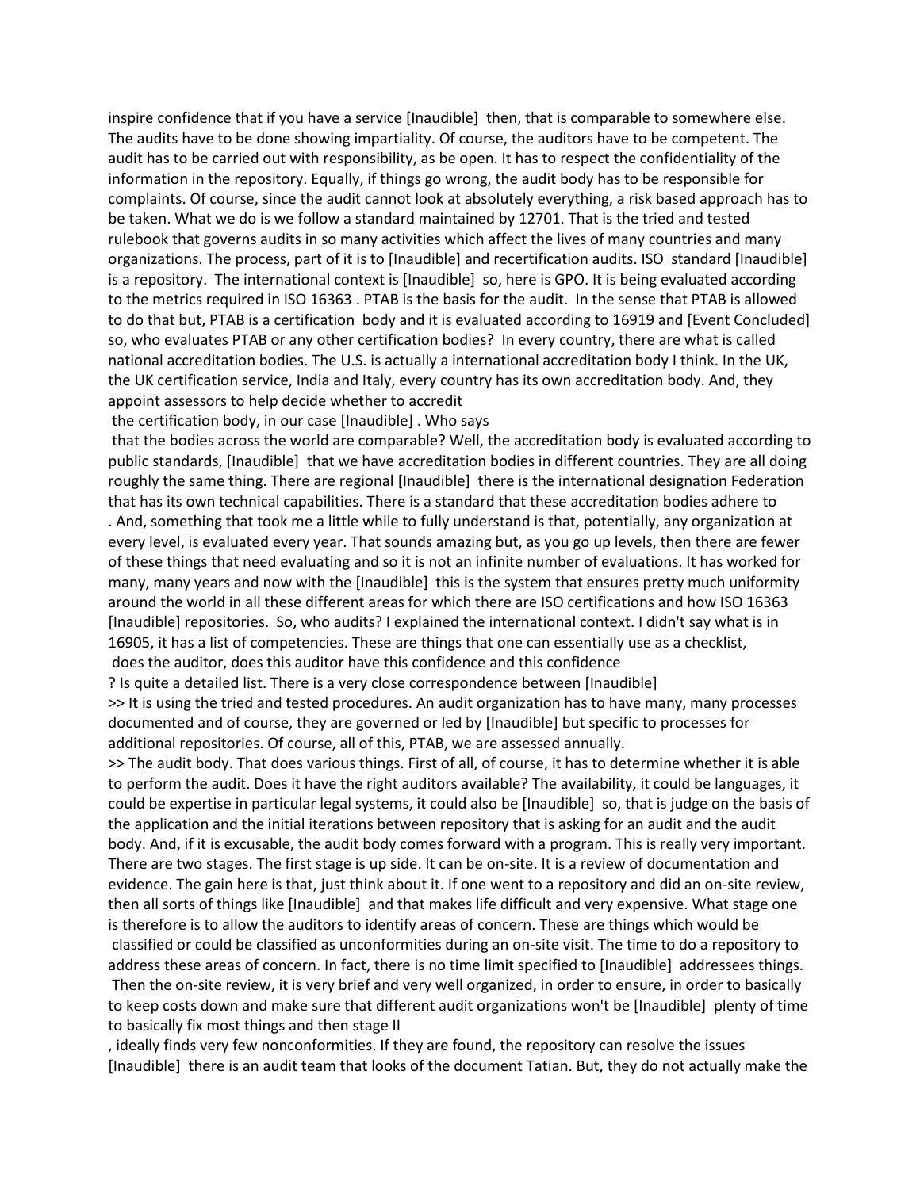inspire confidence that if you have a service [Inaudible] then, that is comparable to somewhere else. The audits have to be done showing impartiality. Of course, the auditors have to be competent. The audit has to be carried out with responsibility, as be open. It has to respect the confidentiality of the information in the repository. Equally, if things go wrong, the audit body has to be responsible for complaints. Of course, since the audit cannot look at absolutely everything, a risk based approach has to be taken. What we do is we follow a standard maintained by 12701. That is the tried and tested rulebook that governs audits in so many activities which affect the lives of many countries and many organizations. The process, part of it is to [Inaudible] and recertification audits. ISO standard [Inaudible] is a repository. The international context is [Inaudible] so, here is GPO. It is being evaluated according to the metrics required in ISO 16363 . PTAB is the basis for the audit. In the sense that PTAB is allowed to do that but, PTAB is a certification body and it is evaluated according to 16919 and [Event Concluded] so, who evaluates PTAB or any other certification bodies? In every country, there are what is called national accreditation bodies. The U.S. is actually a international accreditation body I think. In the UK, the UK certification service, India and Italy, every country has its own accreditation body. And, they appoint assessors to help decide whether to accredit
the certification body, in our case [Inaudible] . Who says
that the bodies across the world are comparable? Well, the accreditation body is evaluated according to public standards, [Inaudible] that we have accreditation bodies in different countries. They are all doing roughly the same thing. There are regional [Inaudible] there is the international designation Federation that has its own technical capabilities. There is a standard that these accreditation bodies adhere to
. And, something that took me a little while to fully understand is that, potentially, any organization at every level, is evaluated every year. That sounds amazing but, as you go up levels, then there are fewer of these things that need evaluating and so it is not an infinite number of evaluations. It has worked for many, many years and now with the [Inaudible] this is the system that ensures pretty much uniformity around the world in all these different areas for which there are ISO certifications and how ISO 16363 [Inaudible] repositories. So, who audits? I explained the international context. I didn't say what is in 16905, it has a list of competencies. These are things that one can essentially use as a checklist,
does the auditor, does this auditor have this confidence and this confidence
? Is quite a detailed list. There is a very close correspondence between [Inaudible]
>> It is using the tried and tested procedures. An audit organization has to have many, many processes documented and of course, they are governed or led by [Inaudible] but specific to processes for additional repositories. Of course, all of this, PTAB, we are assessed annually.
>> The audit body. That does various things. First of all, of course, it has to determine whether it is able to perform the audit. Does it have the right auditors available? The availability, it could be languages, it could be expertise in particular legal systems, it could also be [Inaudible] so, that is judge on the basis of the application and the initial iterations between repository that is asking for an audit and the audit body. And, if it is excusable, the audit body comes forward with a program. This is really very important. There are two stages. The first stage is up side. It can be on-site. It is a review of documentation and evidence. The gain here is that, just think about it. If one went to a repository and did an on-site review, then all sorts of things like [Inaudible] and that makes life difficult and very expensive. What stage one is therefore is to allow the auditors to identify areas of concern. These are things which would be
classified or could be classified as unconformities during an on-site visit. The time to do a repository to address these areas of concern. In fact, there is no time limit specified to [Inaudible] addressees things.
Then the on-site review, it is very brief and very well organized, in order to ensure, in order to basically to keep costs down and make sure that different audit organizations won't be [Inaudible] plenty of time to basically fix most things and then stage II
, ideally finds very few nonconformities. If they are found, the repository can resolve the issues [Inaudible] there is an audit team that looks of the document Tatian. But, they do not actually make the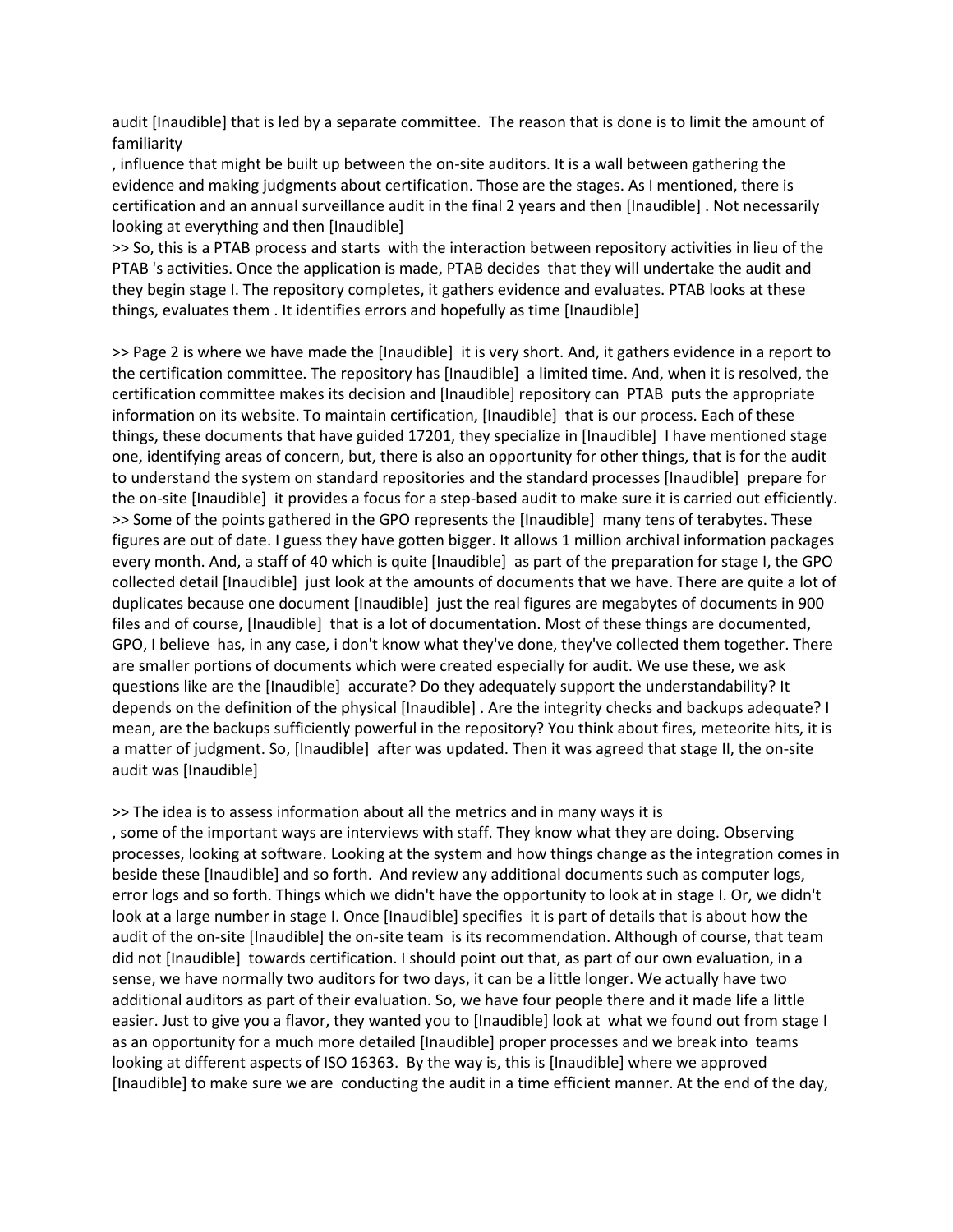audit [Inaudible] that is led by a separate committee. The reason that is done is to limit the amount of familiarity
, influence that might be built up between the on-site auditors. It is a wall between gathering the evidence and making judgments about certification. Those are the stages. As I mentioned, there is certification and an annual surveillance audit in the final 2 years and then [Inaudible] . Not necessarily looking at everything and then [Inaudible]
>> So, this is a PTAB process and starts with the interaction between repository activities in lieu of the PTAB 's activities. Once the application is made, PTAB decides that they will undertake the audit and they begin stage I. The repository completes, it gathers evidence and evaluates. PTAB looks at these things, evaluates them . It identifies errors and hopefully as time [Inaudible]

>> Page 2 is where we have made the [Inaudible] it is very short. And, it gathers evidence in a report to the certification committee. The repository has [Inaudible] a limited time. And, when it is resolved, the certification committee makes its decision and [Inaudible] repository can PTAB puts the appropriate information on its website. To maintain certification, [Inaudible] that is our process. Each of these things, these documents that have guided 17201, they specialize in [Inaudible] I have mentioned stage one, identifying areas of concern, but, there is also an opportunity for other things, that is for the audit to understand the system on standard repositories and the standard processes [Inaudible] prepare for the on-site [Inaudible] it provides a focus for a step-based audit to make sure it is carried out efficiently.
>> Some of the points gathered in the GPO represents the [Inaudible] many tens of terabytes. These figures are out of date. I guess they have gotten bigger. It allows 1 million archival information packages every month. And, a staff of 40 which is quite [Inaudible] as part of the preparation for stage I, the GPO collected detail [Inaudible] just look at the amounts of documents that we have. There are quite a lot of duplicates because one document [Inaudible] just the real figures are megabytes of documents in 900 files and of course, [Inaudible] that is a lot of documentation. Most of these things are documented, GPO, I believe has, in any case, i don't know what they've done, they've collected them together. There are smaller portions of documents which were created especially for audit. We use these, we ask questions like are the [Inaudible] accurate? Do they adequately support the understandability? It depends on the definition of the physical [Inaudible] . Are the integrity checks and backups adequate? I mean, are the backups sufficiently powerful in the repository? You think about fires, meteorite hits, it is a matter of judgment. So, [Inaudible] after was updated. Then it was agreed that stage II, the on-site audit was [Inaudible]

>> The idea is to assess information about all the metrics and in many ways it is
, some of the important ways are interviews with staff. They know what they are doing. Observing processes, looking at software. Looking at the system and how things change as the integration comes in beside these [Inaudible] and so forth. And review any additional documents such as computer logs, error logs and so forth. Things which we didn't have the opportunity to look at in stage I. Or, we didn't look at a large number in stage I. Once [Inaudible] specifies it is part of details that is about how the audit of the on-site [Inaudible] the on-site team is its recommendation. Although of course, that team did not [Inaudible] towards certification. I should point out that, as part of our own evaluation, in a sense, we have normally two auditors for two days, it can be a little longer. We actually have two additional auditors as part of their evaluation. So, we have four people there and it made life a little easier. Just to give you a flavor, they wanted you to [Inaudible] look at what we found out from stage I as an opportunity for a much more detailed [Inaudible] proper processes and we break into teams looking at different aspects of ISO 16363. By the way is, this is [Inaudible] where we approved [Inaudible] to make sure we are conducting the audit in a time efficient manner. At the end of the day,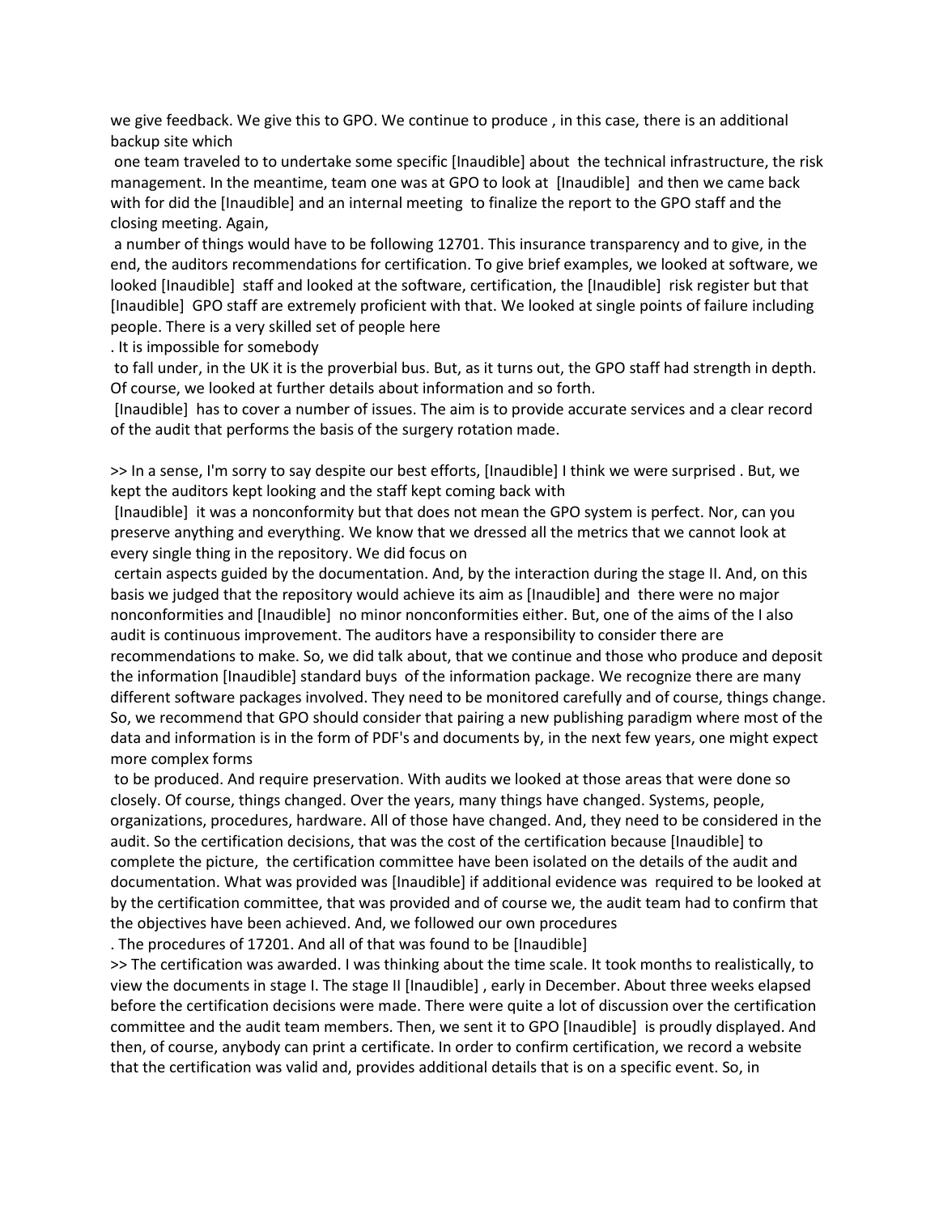we give feedback. We give this to GPO. We continue to produce , in this case, there is an additional backup site which one team traveled to to undertake some specific [Inaudible] about the technical infrastructure, the risk management. In the meantime, team one was at GPO to look at [Inaudible] and then we came back with for did the [Inaudible] and an internal meeting to finalize the report to the GPO staff and the closing meeting. Again, a number of things would have to be following 12701. This insurance transparency and to give, in the end, the auditors recommendations for certification. To give brief examples, we looked at software, we looked [Inaudible] staff and looked at the software, certification, the [Inaudible] risk register but that [Inaudible] GPO staff are extremely proficient with that. We looked at single points of failure including people. There is a very skilled set of people here. It is impossible for somebody to fall under, in the UK it is the proverbial bus. But, as it turns out, the GPO staff had strength in depth. Of course, we looked at further details about information and so forth. [Inaudible] has to cover a number of issues. The aim is to provide accurate services and a clear record of the audit that performs the basis of the surgery rotation made.

>> In a sense, I'm sorry to say despite our best efforts, [Inaudible] I think we were surprised . But, we kept the auditors kept looking and the staff kept coming back with [Inaudible] it was a nonconformity but that does not mean the GPO system is perfect. Nor, can you preserve anything and everything. We know that we dressed all the metrics that we cannot look at every single thing in the repository. We did focus on certain aspects guided by the documentation. And, by the interaction during the stage II. And, on this basis we judged that the repository would achieve its aim as [Inaudible] and there were no major nonconformities and [Inaudible] no minor nonconformities either. But, one of the aims of the I also audit is continuous improvement. The auditors have a responsibility to consider there are recommendations to make. So, we did talk about, that we continue and those who produce and deposit the information [Inaudible] standard buys of the information package. We recognize there are many different software packages involved. They need to be monitored carefully and of course, things change. So, we recommend that GPO should consider that pairing a new publishing paradigm where most of the data and information is in the form of PDF's and documents by, in the next few years, one might expect more complex forms to be produced. And require preservation. With audits we looked at those areas that were done so closely. Of course, things changed. Over the years, many things have changed. Systems, people, organizations, procedures, hardware. All of those have changed. And, they need to be considered in the audit. So the certification decisions, that was the cost of the certification because [Inaudible] to complete the picture, the certification committee have been isolated on the details of the audit and documentation. What was provided was [Inaudible] if additional evidence was required to be looked at by the certification committee, that was provided and of course we, the audit team had to confirm that the objectives have been achieved. And, we followed our own procedures. The procedures of 17201. And all of that was found to be [Inaudible]

>> The certification was awarded. I was thinking about the time scale. It took months to realistically, to view the documents in stage I. The stage II [Inaudible] , early in December. About three weeks elapsed before the certification decisions were made. There were quite a lot of discussion over the certification committee and the audit team members. Then, we sent it to GPO [Inaudible] is proudly displayed. And then, of course, anybody can print a certificate. In order to confirm certification, we record a website that the certification was valid and, provides additional details that is on a specific event. So, in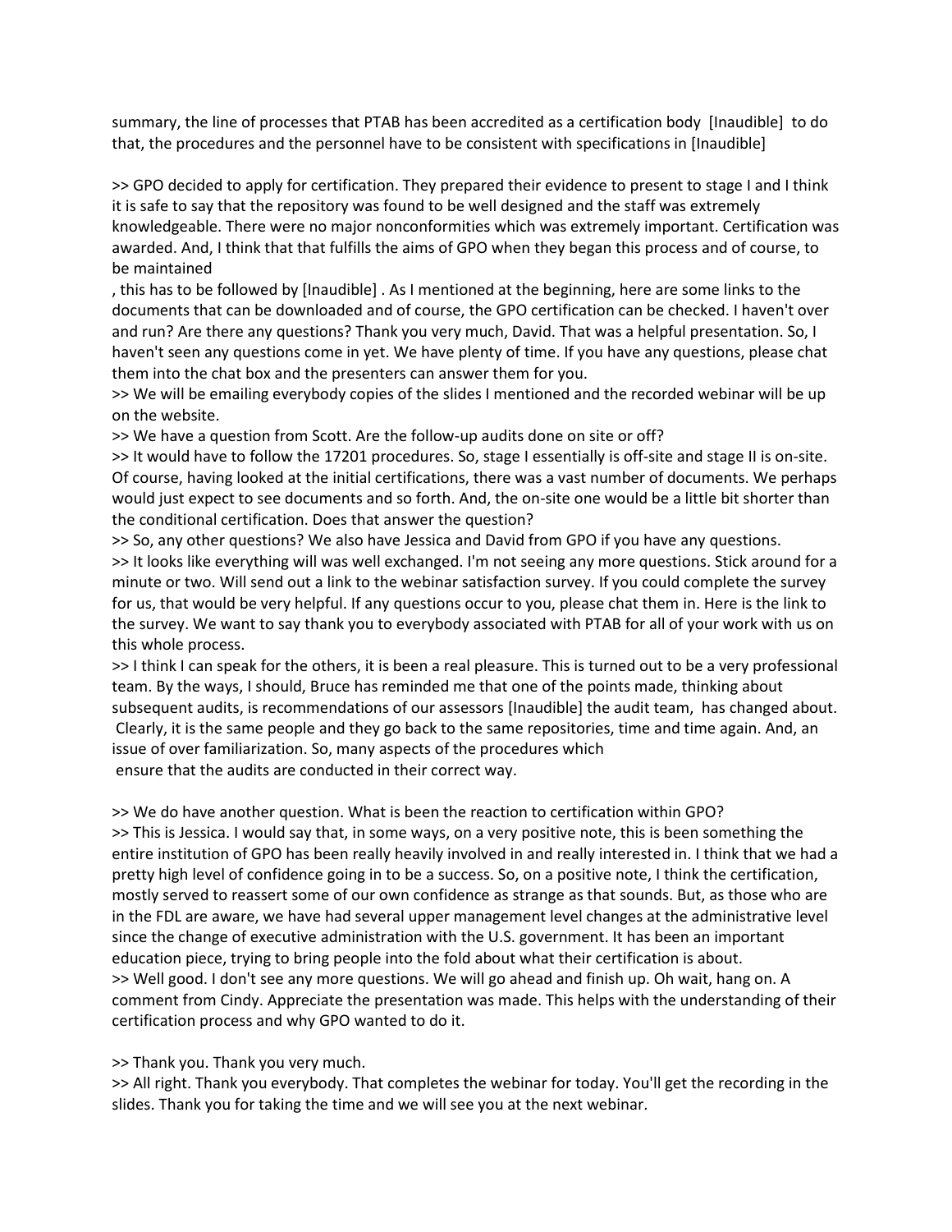summary, the line of processes that PTAB has been accredited as a certification body [Inaudible] to do that, the procedures and the personnel have to be consistent with specifications in [Inaudible]

>> GPO decided to apply for certification. They prepared their evidence to present to stage I and I think it is safe to say that the repository was found to be well designed and the staff was extremely knowledgeable. There were no major nonconformities which was extremely important. Certification was awarded. And, I think that that fulfills the aims of GPO when they began this process and of course, to be maintained
, this has to be followed by [Inaudible] . As I mentioned at the beginning, here are some links to the documents that can be downloaded and of course, the GPO certification can be checked. I haven't over and run? Are there any questions? Thank you very much, David. That was a helpful presentation. So, I haven't seen any questions come in yet. We have plenty of time. If you have any questions, please chat them into the chat box and the presenters can answer them for you.
>> We will be emailing everybody copies of the slides I mentioned and the recorded webinar will be up on the website.
>> We have a question from Scott. Are the follow-up audits done on site or off?
>> It would have to follow the 17201 procedures. So, stage I essentially is off-site and stage II is on-site. Of course, having looked at the initial certifications, there was a vast number of documents. We perhaps would just expect to see documents and so forth. And, the on-site one would be a little bit shorter than the conditional certification. Does that answer the question?
>> So, any other questions? We also have Jessica and David from GPO if you have any questions.
>> It looks like everything will was well exchanged. I'm not seeing any more questions. Stick around for a minute or two. Will send out a link to the webinar satisfaction survey. If you could complete the survey for us, that would be very helpful. If any questions occur to you, please chat them in. Here is the link to the survey. We want to say thank you to everybody associated with PTAB for all of your work with us on this whole process.
>> I think I can speak for the others, it is been a real pleasure. This is turned out to be a very professional team. By the ways, I should, Bruce has reminded me that one of the points made, thinking about subsequent audits, is recommendations of our assessors [Inaudible] the audit team, has changed about. Clearly, it is the same people and they go back to the same repositories, time and time again. And, an issue of over familiarization. So, many aspects of the procedures which
ensure that the audits are conducted in their correct way.

>> We do have another question. What is been the reaction to certification within GPO?
>> This is Jessica. I would say that, in some ways, on a very positive note, this is been something the entire institution of GPO has been really heavily involved in and really interested in. I think that we had a pretty high level of confidence going in to be a success. So, on a positive note, I think the certification, mostly served to reassert some of our own confidence as strange as that sounds. But, as those who are in the FDL are aware, we have had several upper management level changes at the administrative level since the change of executive administration with the U.S. government. It has been an important education piece, trying to bring people into the fold about what their certification is about.
>> Well good. I don't see any more questions. We will go ahead and finish up. Oh wait, hang on. A comment from Cindy. Appreciate the presentation was made. This helps with the understanding of their certification process and why GPO wanted to do it.

>> Thank you. Thank you very much.
>> All right. Thank you everybody. That completes the webinar for today. You'll get the recording in the slides. Thank you for taking the time and we will see you at the next webinar.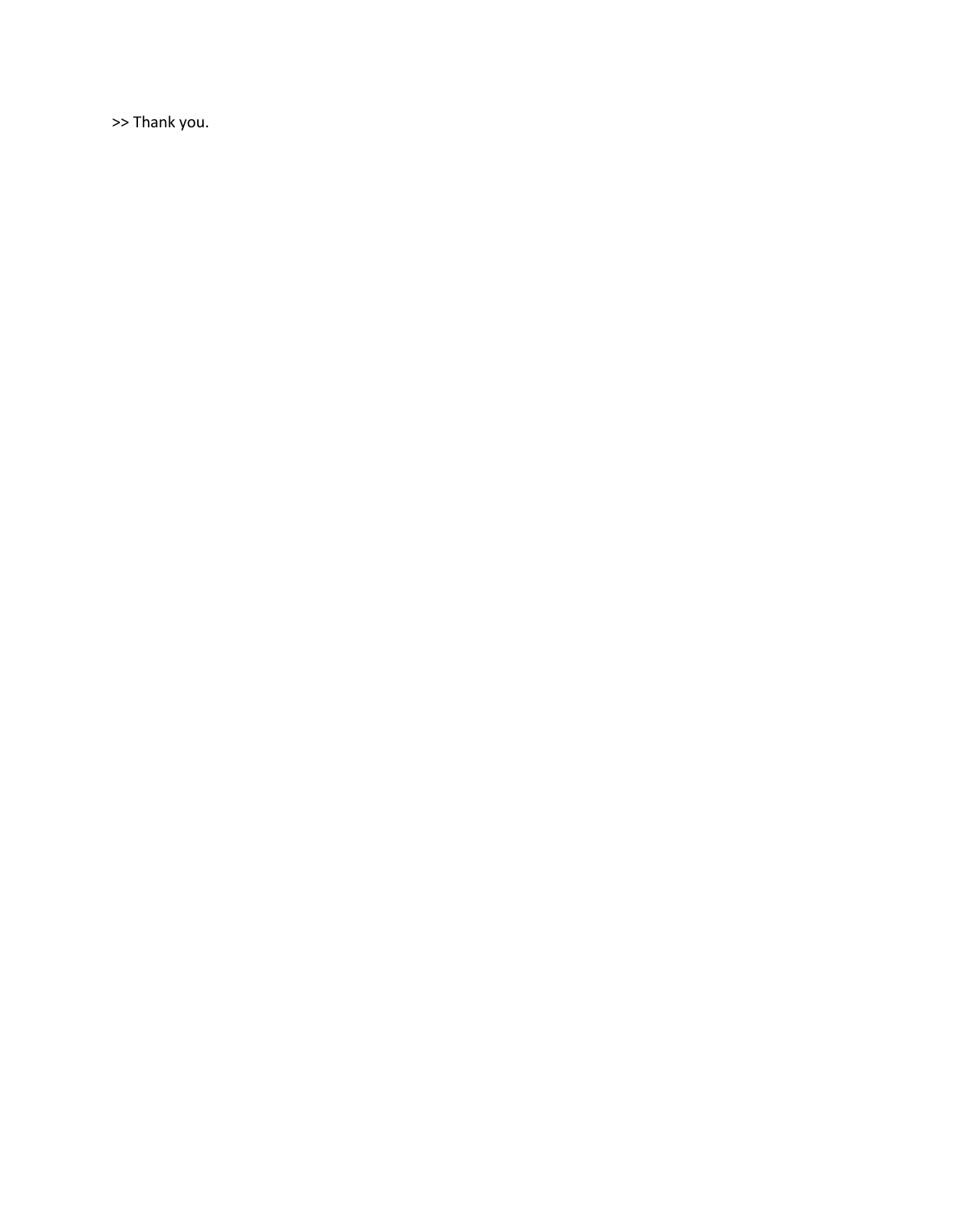>> Thank you.